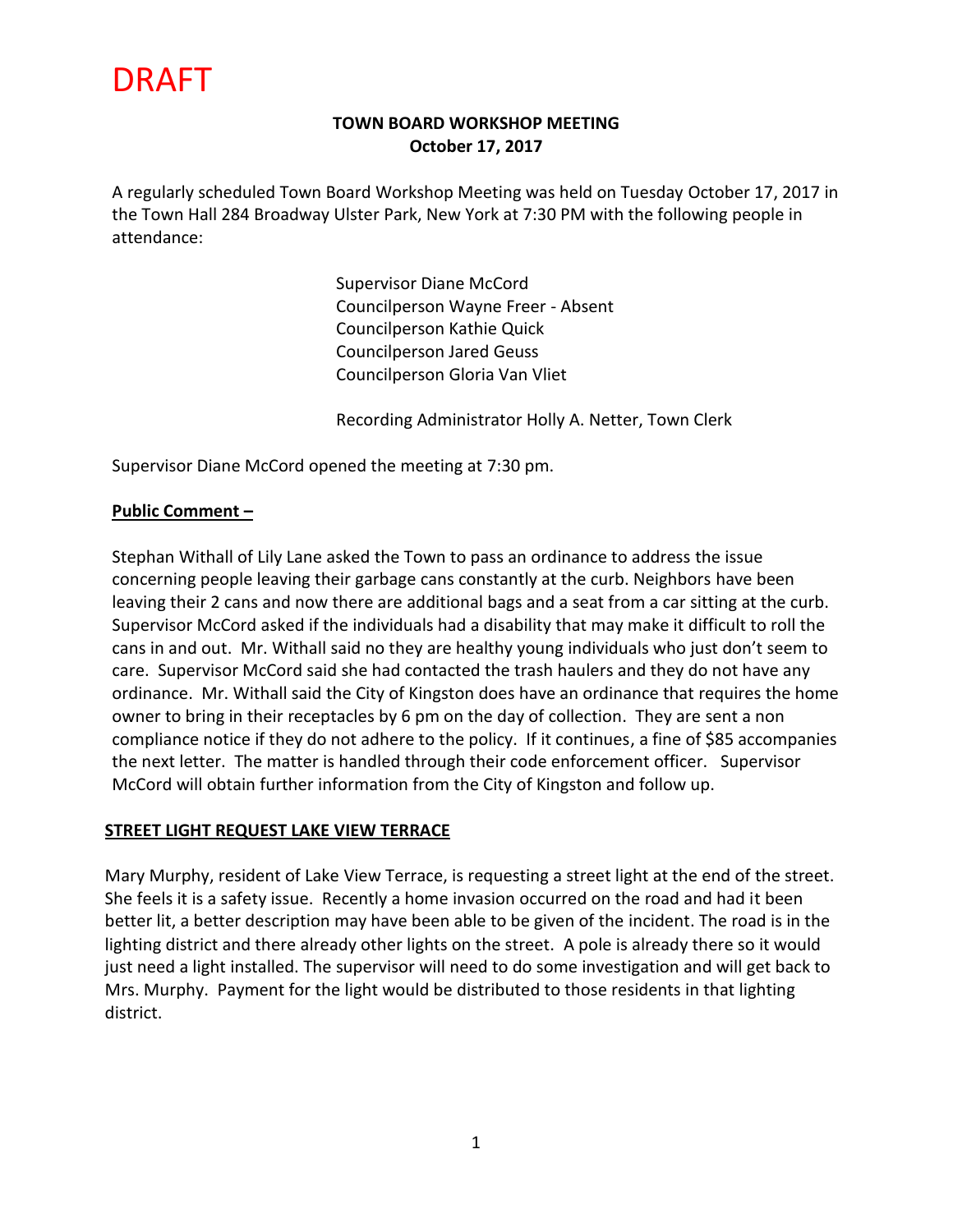DRAFT

**TOWN BOARD WORKSHOP MEETING**
**October 17, 2017**

A regularly scheduled Town Board Workshop Meeting was held on Tuesday October 17, 2017 in the Town Hall 284 Broadway Ulster Park, New York at 7:30 PM with the following people in attendance:

Supervisor Diane McCord
Councilperson Wayne Freer - Absent
Councilperson Kathie Quick
Councilperson Jared Geuss
Councilperson Gloria Van Vliet

Recording Administrator Holly A. Netter, Town Clerk

Supervisor Diane McCord opened the meeting at 7:30 pm.

**Public Comment –**

Stephan Withall of Lily Lane asked the Town to pass an ordinance to address the issue concerning people leaving their garbage cans constantly at the curb. Neighbors have been leaving their 2 cans and now there are additional bags and a seat from a car sitting at the curb. Supervisor McCord asked if the individuals had a disability that may make it difficult to roll the cans in and out. Mr. Withall said no they are healthy young individuals who just don't seem to care. Supervisor McCord said she had contacted the trash haulers and they do not have any ordinance. Mr. Withall said the City of Kingston does have an ordinance that requires the home owner to bring in their receptacles by 6 pm on the day of collection. They are sent a non compliance notice if they do not adhere to the policy. If it continues, a fine of $85 accompanies the next letter. The matter is handled through their code enforcement officer. Supervisor McCord will obtain further information from the City of Kingston and follow up.

**STREET LIGHT REQUEST LAKE VIEW TERRACE**

Mary Murphy, resident of Lake View Terrace, is requesting a street light at the end of the street. She feels it is a safety issue. Recently a home invasion occurred on the road and had it been better lit, a better description may have been able to be given of the incident. The road is in the lighting district and there already other lights on the street. A pole is already there so it would just need a light installed. The supervisor will need to do some investigation and will get back to Mrs. Murphy. Payment for the light would be distributed to those residents in that lighting district.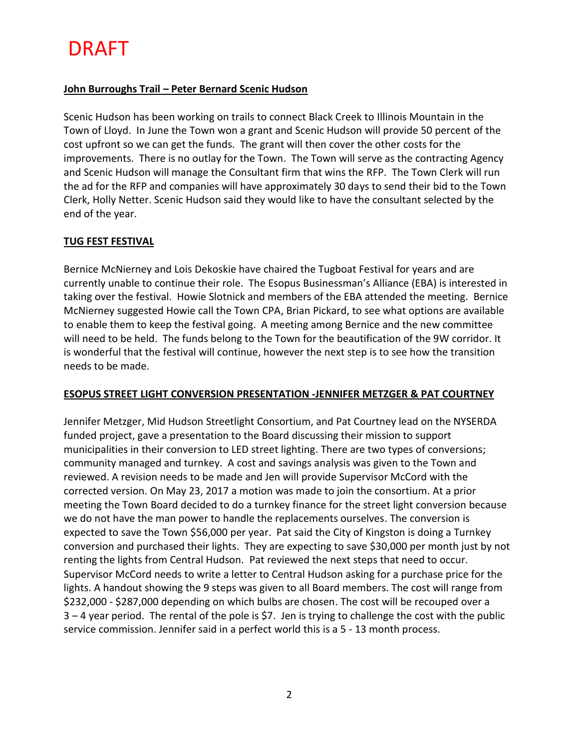DRAFT

**John Burroughs Trail – Peter Bernard Scenic Hudson**

Scenic Hudson has been working on trails to connect Black Creek to Illinois Mountain in the Town of Lloyd. In June the Town won a grant and Scenic Hudson will provide 50 percent of the cost upfront so we can get the funds. The grant will then cover the other costs for the improvements. There is no outlay for the Town. The Town will serve as the contracting Agency and Scenic Hudson will manage the Consultant firm that wins the RFP. The Town Clerk will run the ad for the RFP and companies will have approximately 30 days to send their bid to the Town Clerk, Holly Netter. Scenic Hudson said they would like to have the consultant selected by the end of the year.

**TUG FEST FESTIVAL**

Bernice McNierney and Lois Dekoskie have chaired the Tugboat Festival for years and are currently unable to continue their role. The Esopus Businessman's Alliance (EBA) is interested in taking over the festival. Howie Slotnick and members of the EBA attended the meeting. Bernice McNierney suggested Howie call the Town CPA, Brian Pickard, to see what options are available to enable them to keep the festival going. A meeting among Bernice and the new committee will need to be held. The funds belong to the Town for the beautification of the 9W corridor. It is wonderful that the festival will continue, however the next step is to see how the transition needs to be made.

**ESOPUS STREET LIGHT CONVERSION PRESENTATION -JENNIFER METZGER & PAT COURTNEY**

Jennifer Metzger, Mid Hudson Streetlight Consortium, and Pat Courtney lead on the NYSERDA funded project, gave a presentation to the Board discussing their mission to support municipalities in their conversion to LED street lighting. There are two types of conversions; community managed and turnkey. A cost and savings analysis was given to the Town and reviewed. A revision needs to be made and Jen will provide Supervisor McCord with the corrected version. On May 23, 2017 a motion was made to join the consortium. At a prior meeting the Town Board decided to do a turnkey finance for the street light conversion because we do not have the man power to handle the replacements ourselves. The conversion is expected to save the Town $56,000 per year. Pat said the City of Kingston is doing a Turnkey conversion and purchased their lights. They are expecting to save $30,000 per month just by not renting the lights from Central Hudson. Pat reviewed the next steps that need to occur. Supervisor McCord needs to write a letter to Central Hudson asking for a purchase price for the lights. A handout showing the 9 steps was given to all Board members. The cost will range from $232,000 - $287,000 depending on which bulbs are chosen. The cost will be recouped over a 3 – 4 year period. The rental of the pole is $7. Jen is trying to challenge the cost with the public service commission. Jennifer said in a perfect world this is a 5 - 13 month process.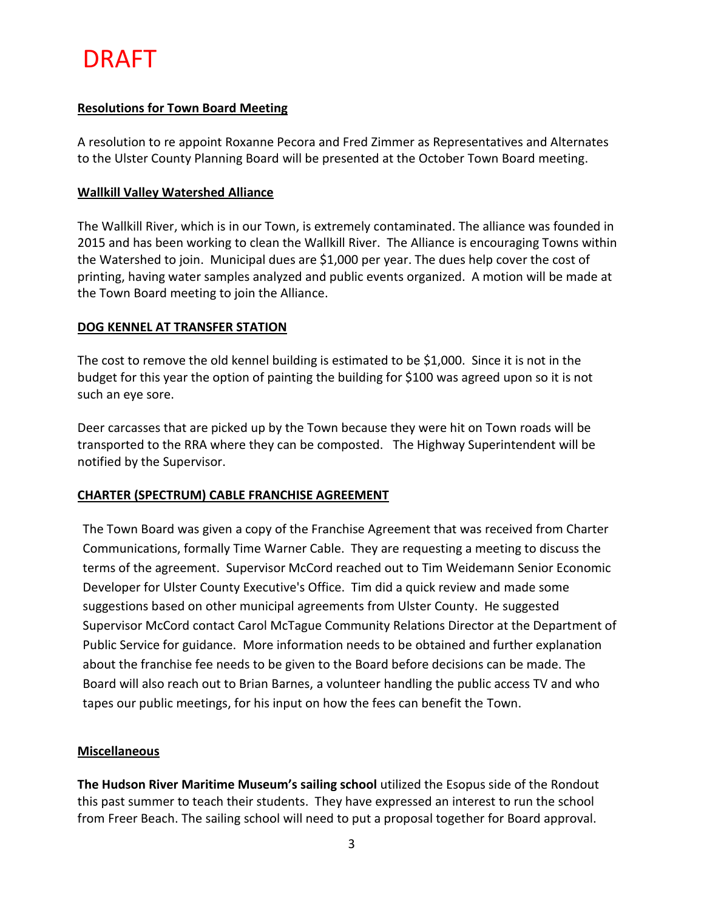DRAFT

**Resolutions for Town Board Meeting**

A resolution to re appoint Roxanne Pecora and Fred Zimmer as Representatives and Alternates to the Ulster County Planning Board will be presented at the October Town Board meeting.

**Wallkill Valley Watershed Alliance**

The Wallkill River, which is in our Town, is extremely contaminated. The alliance was founded in 2015 and has been working to clean the Wallkill River. The Alliance is encouraging Towns within the Watershed to join. Municipal dues are $1,000 per year. The dues help cover the cost of printing, having water samples analyzed and public events organized. A motion will be made at the Town Board meeting to join the Alliance.

**DOG KENNEL AT TRANSFER STATION**

The cost to remove the old kennel building is estimated to be $1,000. Since it is not in the budget for this year the option of painting the building for $100 was agreed upon so it is not such an eye sore.

Deer carcasses that are picked up by the Town because they were hit on Town roads will be transported to the RRA where they can be composted. The Highway Superintendent will be notified by the Supervisor.

**CHARTER (SPECTRUM) CABLE FRANCHISE AGREEMENT**

The Town Board was given a copy of the Franchise Agreement that was received from Charter Communications, formally Time Warner Cable. They are requesting a meeting to discuss the terms of the agreement. Supervisor McCord reached out to Tim Weidemann Senior Economic Developer for Ulster County Executive's Office. Tim did a quick review and made some suggestions based on other municipal agreements from Ulster County. He suggested Supervisor McCord contact Carol McTague Community Relations Director at the Department of Public Service for guidance. More information needs to be obtained and further explanation about the franchise fee needs to be given to the Board before decisions can be made. The Board will also reach out to Brian Barnes, a volunteer handling the public access TV and who tapes our public meetings, for his input on how the fees can benefit the Town.

**Miscellaneous**

**The Hudson River Maritime Museum's sailing school** utilized the Esopus side of the Rondout this past summer to teach their students. They have expressed an interest to run the school from Freer Beach. The sailing school will need to put a proposal together for Board approval.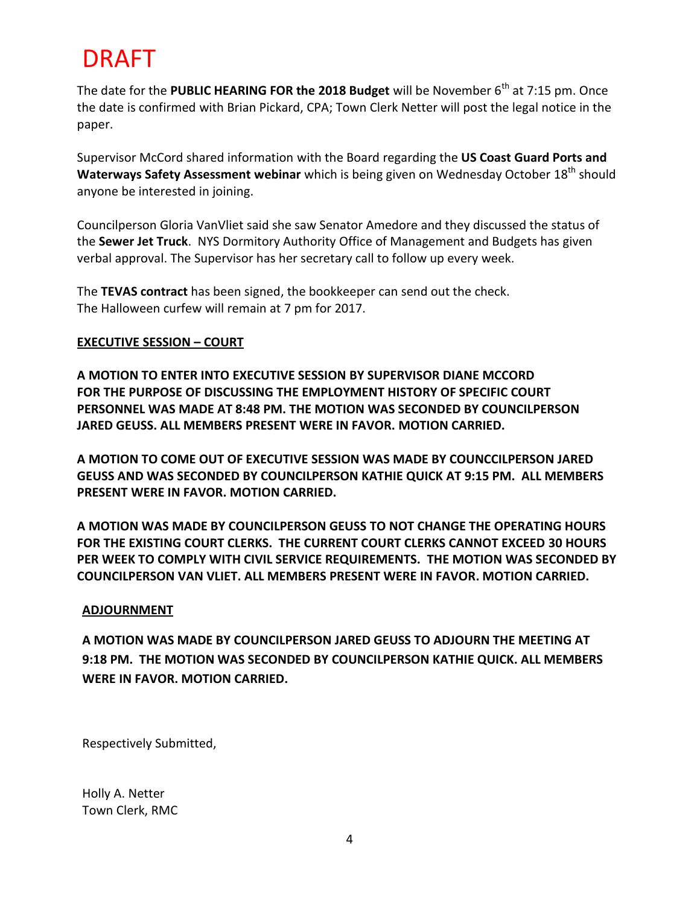# DRAFT

The date for the **PUBLIC HEARING FOR the 2018 Budget** will be November 6th at 7:15 pm. Once the date is confirmed with Brian Pickard, CPA; Town Clerk Netter will post the legal notice in the paper.

Supervisor McCord shared information with the Board regarding the **US Coast Guard Ports and Waterways Safety Assessment webinar** which is being given on Wednesday October 18th should anyone be interested in joining.

Councilperson Gloria VanVliet said she saw Senator Amedore and they discussed the status of the **Sewer Jet Truck**. NYS Dormitory Authority Office of Management and Budgets has given verbal approval. The Supervisor has her secretary call to follow up every week.

The **TEVAS contract** has been signed, the bookkeeper can send out the check.
The Halloween curfew will remain at 7 pm for 2017.

**EXECUTIVE SESSION – COURT**

**A MOTION TO ENTER INTO EXECUTIVE SESSION BY SUPERVISOR DIANE MCCORD FOR THE PURPOSE OF DISCUSSING THE EMPLOYMENT HISTORY OF SPECIFIC COURT PERSONNEL WAS MADE AT 8:48 PM. THE MOTION WAS SECONDED BY COUNCILPERSON JARED GEUSS. ALL MEMBERS PRESENT WERE IN FAVOR. MOTION CARRIED.**

**A MOTION TO COME OUT OF EXECUTIVE SESSION WAS MADE BY COUNCCILPERSON JARED GEUSS AND WAS SECONDED BY COUNCILPERSON KATHIE QUICK AT 9:15 PM. ALL MEMBERS PRESENT WERE IN FAVOR. MOTION CARRIED.**

**A MOTION WAS MADE BY COUNCILPERSON GEUSS TO NOT CHANGE THE OPERATING HOURS FOR THE EXISTING COURT CLERKS. THE CURRENT COURT CLERKS CANNOT EXCEED 30 HOURS PER WEEK TO COMPLY WITH CIVIL SERVICE REQUIREMENTS. THE MOTION WAS SECONDED BY COUNCILPERSON VAN VLIET. ALL MEMBERS PRESENT WERE IN FAVOR. MOTION CARRIED.**

**ADJOURNMENT**

**A MOTION WAS MADE BY COUNCILPERSON JARED GEUSS TO ADJOURN THE MEETING AT 9:18 PM. THE MOTION WAS SECONDED BY COUNCILPERSON KATHIE QUICK. ALL MEMBERS WERE IN FAVOR. MOTION CARRIED.**

Respectively Submitted,

Holly A. Netter
Town Clerk, RMC